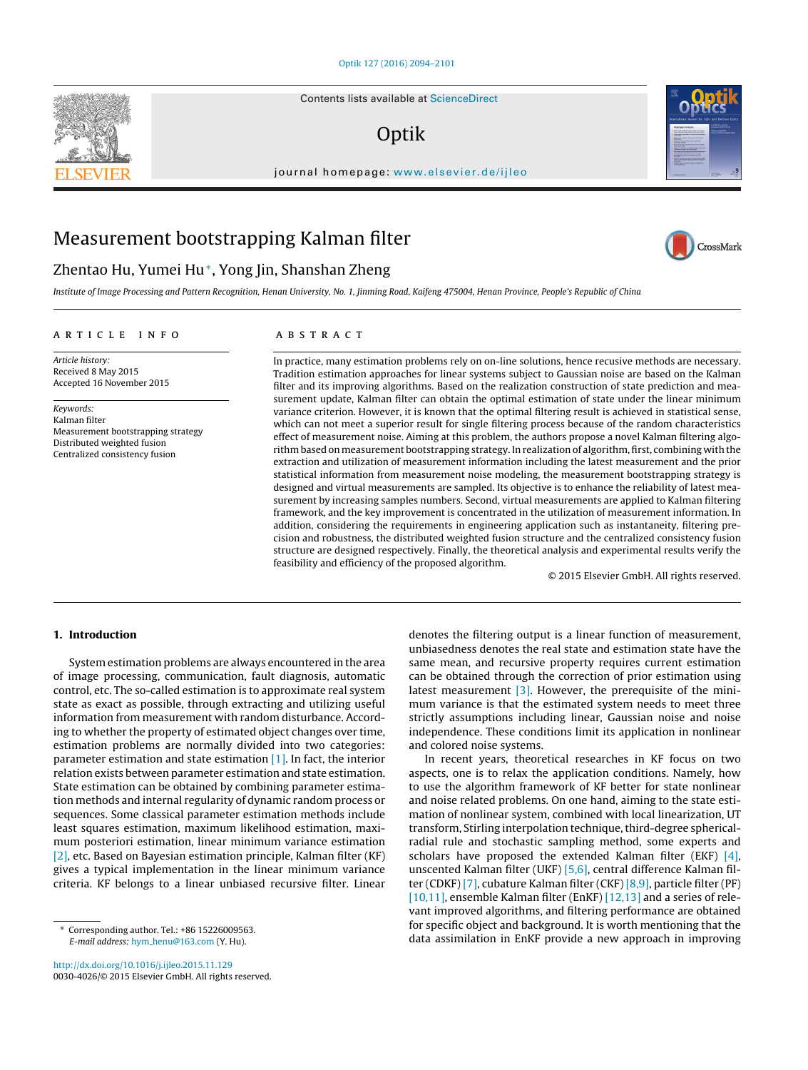# Measurement bootstrapping Kalman filter

Zhentao Hu, Yumei Hu*, Yong Jin, Shanshan Zheng

*Institute of Image Processing and Pattern Recognition, Henan University, No. 1, Jinming Road, Kaifeng 475004, Henan Province, People's Republic of China*

## ARTICLE INFO

*Article history:*
Received 8 May 2015
Accepted 16 November 2015

*Keywords:*
Kalman filter
Measurement bootstrapping strategy
Distributed weighted fusion
Centralized consistency fusion

## ABSTRACT

In practice, many estimation problems rely on on-line solutions, hence recusive methods are necessary. Tradition estimation approaches for linear systems subject to Gaussian noise are based on the Kalman filter and its improving algorithms. Based on the realization construction of state prediction and measurement update, Kalman filter can obtain the optimal estimation of state under the linear minimum variance criterion. However, it is known that the optimal filtering result is achieved in statistical sense, which can not meet a superior result for single filtering process because of the random characteristics effect of measurement noise. Aiming at this problem, the authors propose a novel Kalman filtering algorithm based on measurement bootstrapping strategy. In realization of algorithm, first, combining with the extraction and utilization of measurement information including the latest measurement and the prior statistical information from measurement noise modeling, the measurement bootstrapping strategy is designed and virtual measurements are sampled. Its objective is to enhance the reliability of latest measurement by increasing samples numbers. Second, virtual measurements are applied to Kalman filtering framework, and the key improvement is concentrated in the utilization of measurement information. In addition, considering the requirements in engineering application such as instantaneity, filtering precision and robustness, the distributed weighted fusion structure and the centralized consistency fusion structure are designed respectively. Finally, the theoretical analysis and experimental results verify the feasibility and efficiency of the proposed algorithm.

© 2015 Elsevier GmbH. All rights reserved.

## 1. Introduction

System estimation problems are always encountered in the area of image processing, communication, fault diagnosis, automatic control, etc. The so-called estimation is to approximate real system state as exact as possible, through extracting and utilizing useful information from measurement with random disturbance. According to whether the property of estimated object changes over time, estimation problems are normally divided into two categories: parameter estimation and state estimation [1]. In fact, the interior relation exists between parameter estimation and state estimation. State estimation can be obtained by combining parameter estimation methods and internal regularity of dynamic random process or sequences. Some classical parameter estimation methods include least squares estimation, maximum likelihood estimation, maximum posteriori estimation, linear minimum variance estimation [2], etc. Based on Bayesian estimation principle, Kalman filter (KF) gives a typical implementation in the linear minimum variance criteria. KF belongs to a linear unbiased recursive filter. Linear denotes the filtering output is a linear function of measurement, unbiasedness denotes the real state and estimation state have the same mean, and recursive property requires current estimation can be obtained through the correction of prior estimation using latest measurement [3]. However, the prerequisite of the minimum variance is that the estimated system needs to meet three strictly assumptions including linear, Gaussian noise and noise independence. These conditions limit its application in nonlinear and colored noise systems.

In recent years, theoretical researches in KF focus on two aspects, one is to relax the application conditions. Namely, how to use the algorithm framework of KF better for state nonlinear and noise related problems. On one hand, aiming to the state estimation of nonlinear system, combined with local linearization, UT transform, Stirling interpolation technique, third-degree spherical-radial rule and stochastic sampling method, some experts and scholars have proposed the extended Kalman filter (EKF) [4], unscented Kalman filter (UKF) [5,6], central difference Kalman filter (CDKF) [7], cubature Kalman filter (CKF) [8,9], particle filter (PF) [10,11], ensemble Kalman filter (EnKF) [12,13] and a series of relevant improved algorithms, and filtering performance are obtained for specific object and background. It is worth mentioning that the data assimilation in EnKF provide a new approach in improving

* Corresponding author. Tel.: +86 15226009563.
*E-mail address:* hym_henu@163.com (Y. Hu).

http://dx.doi.org/10.1016/j.ijleo.2015.11.129
0030-4026/© 2015 Elsevier GmbH. All rights reserved.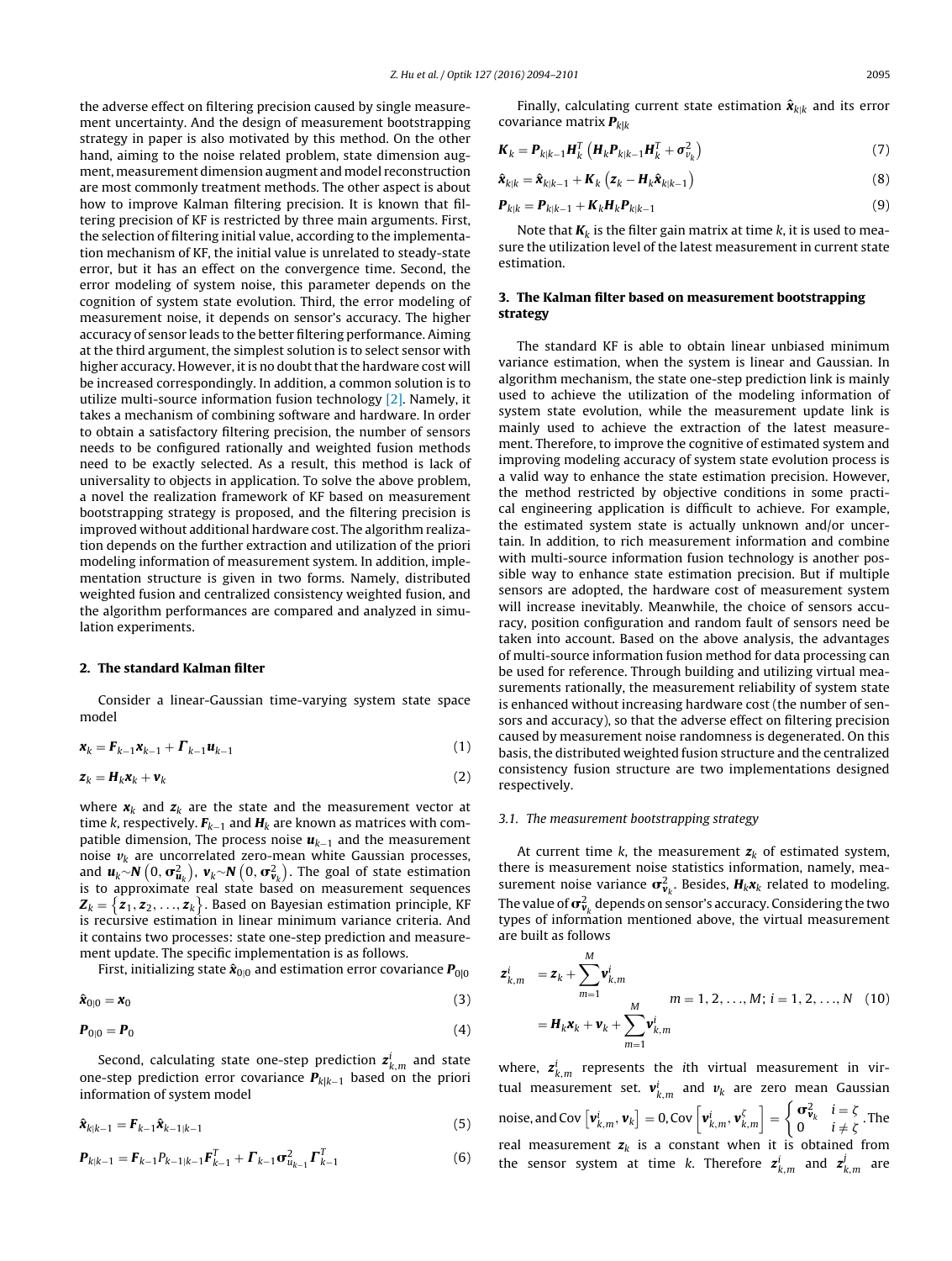the adverse effect on filtering precision caused by single measurement uncertainty. And the design of measurement bootstrapping strategy in paper is also motivated by this method. On the other hand, aiming to the noise related problem, state dimension augment, measurement dimension augment and model reconstruction are most commonly treatment methods. The other aspect is about how to improve Kalman filtering precision. It is known that filtering precision of KF is restricted by three main arguments. First, the selection of filtering initial value, according to the implementation mechanism of KF, the initial value is unrelated to steady-state error, but it has an effect on the convergence time. Second, the error modeling of system noise, this parameter depends on the cognition of system state evolution. Third, the error modeling of measurement noise, it depends on sensor's accuracy. The higher accuracy of sensor leads to the better filtering performance. Aiming at the third argument, the simplest solution is to select sensor with higher accuracy. However, it is no doubt that the hardware cost will be increased correspondingly. In addition, a common solution is to utilize multi-source information fusion technology [2]. Namely, it takes a mechanism of combining software and hardware. In order to obtain a satisfactory filtering precision, the number of sensors needs to be configured rationally and weighted fusion methods need to be exactly selected. As a result, this method is lack of universality to objects in application. To solve the above problem, a novel the realization framework of KF based on measurement bootstrapping strategy is proposed, and the filtering precision is improved without additional hardware cost. The algorithm realization depends on the further extraction and utilization of the priori modeling information of measurement system. In addition, implementation structure is given in two forms. Namely, distributed weighted fusion and centralized consistency weighted fusion, and the algorithm performances are compared and analyzed in simulation experiments.

## 2. The standard Kalman filter

Consider a linear-Gaussian time-varying system state space model

$$\boldsymbol{x}_k = \boldsymbol{F}_{k-1}\boldsymbol{x}_{k-1} + \boldsymbol{\Gamma}_{k-1}\boldsymbol{u}_{k-1} \tag{1}$$

$$\boldsymbol{z}_k = \boldsymbol{H}_k\boldsymbol{x}_k + \boldsymbol{v}_k \tag{2}$$

where $\boldsymbol{x}_k$ and $\boldsymbol{z}_k$ are the state and the measurement vector at time $k$, respectively. $\boldsymbol{F}_{k-1}$ and $\boldsymbol{H}_k$ are known as matrices with compatible dimension, The process noise $\boldsymbol{u}_{k-1}$ and the measurement noise $v_k$ are uncorrelated zero-mean white Gaussian processes, and $\boldsymbol{u}_k \sim \boldsymbol{N}\left(0, \boldsymbol{\sigma}_{\boldsymbol{u}_k}^2\right)$, $\boldsymbol{v}_k \sim \boldsymbol{N}\left(0, \boldsymbol{\sigma}_{\boldsymbol{v}_k}^2\right)$. The goal of state estimation is to approximate real state based on measurement sequences $\boldsymbol{Z}_k = \left\{\boldsymbol{z}_1, \boldsymbol{z}_2, \ldots, \boldsymbol{z}_k\right\}$. Based on Bayesian estimation principle, KF is recursive estimation in linear minimum variance criteria. And it contains two processes: state one-step prediction and measurement update. The specific implementation is as follows.

First, initializing state $\hat{\boldsymbol{x}}_{0|0}$ and estimation error covariance $\boldsymbol{P}_{0|0}$

$$\hat{\boldsymbol{x}}_{0|0} = \boldsymbol{x}_0 \tag{3}$$

$$\boldsymbol{P}_{0|0} = \boldsymbol{P}_0 \tag{4}$$

Second, calculating state one-step prediction $\boldsymbol{z}_{k,m}^i$ and state one-step prediction error covariance $\boldsymbol{P}_{k|k-1}$ based on the priori information of system model

$$\hat{\boldsymbol{x}}_{k|k-1} = \boldsymbol{F}_{k-1}\hat{\boldsymbol{x}}_{k-1|k-1} \tag{5}$$

$$\boldsymbol{P}_{k|k-1} = \boldsymbol{F}_{k-1}P_{k-1|k-1}\boldsymbol{F}_{k-1}^T + \boldsymbol{\Gamma}_{k-1}\boldsymbol{\sigma}_{u_{k-1}}^2\boldsymbol{\Gamma}_{k-1}^T \tag{6}$$

Finally, calculating current state estimation $\hat{\boldsymbol{x}}_{k|k}$ and its error covariance matrix $\boldsymbol{P}_{k|k}$

$$\boldsymbol{K}_k = \boldsymbol{P}_{k|k-1}\boldsymbol{H}_k^T\left(\boldsymbol{H}_k\boldsymbol{P}_{k|k-1}\boldsymbol{H}_k^T + \boldsymbol{\sigma}_{v_k}^2\right) \tag{7}$$

$$\hat{\boldsymbol{x}}_{k|k} = \hat{\boldsymbol{x}}_{k|k-1} + \boldsymbol{K}_k\left(\boldsymbol{z}_k - \boldsymbol{H}_k\hat{\boldsymbol{x}}_{k|k-1}\right) \tag{8}$$

$$\boldsymbol{P}_{k|k} = \boldsymbol{P}_{k|k-1} + \boldsymbol{K}_k\boldsymbol{H}_k\boldsymbol{P}_{k|k-1} \tag{9}$$

Note that $\boldsymbol{K}_k$ is the filter gain matrix at time $k$, it is used to measure the utilization level of the latest measurement in current state estimation.

## 3. The Kalman filter based on measurement bootstrapping strategy

The standard KF is able to obtain linear unbiased minimum variance estimation, when the system is linear and Gaussian. In algorithm mechanism, the state one-step prediction link is mainly used to achieve the utilization of the modeling information of system state evolution, while the measurement update link is mainly used to achieve the extraction of the latest measurement. Therefore, to improve the cognitive of estimated system and improving modeling accuracy of system state evolution process is a valid way to enhance the state estimation precision. However, the method restricted by objective conditions in some practical engineering application is difficult to achieve. For example, the estimated system state is actually unknown and/or uncertain. In addition, to rich measurement information and combine with multi-source information fusion technology is another possible way to enhance state estimation precision. But if multiple sensors are adopted, the hardware cost of measurement system will increase inevitably. Meanwhile, the choice of sensors accuracy, position configuration and random fault of sensors need be taken into account. Based on the above analysis, the advantages of multi-source information fusion method for data processing can be used for reference. Through building and utilizing virtual measurements rationally, the measurement reliability of system state is enhanced without increasing hardware cost (the number of sensors and accuracy), so that the adverse effect on filtering precision caused by measurement noise randomness is degenerated. On this basis, the distributed weighted fusion structure and the centralized consistency fusion structure are two implementations designed respectively.

### 3.1. The measurement bootstrapping strategy

At current time $k$, the measurement $\boldsymbol{z}_k$ of estimated system, there is measurement noise statistics information, namely, measurement noise variance $\boldsymbol{\sigma}_{\boldsymbol{v}_k}^2$. Besides, $\boldsymbol{H}_k\boldsymbol{x}_k$ related to modeling. The value of $\boldsymbol{\sigma}_{\boldsymbol{v}_k}^2$ depends on sensor's accuracy. Considering the two types of information mentioned above, the virtual measurement are built as follows

$$\begin{aligned} \boldsymbol{z}_{k,m}^i &= \boldsymbol{z}_k + \sum_{m=1}^{M}\boldsymbol{v}_{k,m}^i \\ &= \boldsymbol{H}_k\boldsymbol{x}_k + \boldsymbol{v}_k + \sum_{m=1}^{M}\boldsymbol{v}_{k,m}^i \end{aligned} \qquad m = 1, 2, \ldots, M;\ i = 1, 2, \ldots, N \tag{10}$$

where, $\boldsymbol{z}_{k,m}^i$ represents the $i$th virtual measurement in virtual measurement set. $\boldsymbol{v}_{k,m}^i$ and $v_k$ are zero mean Gaussian noise, and $\mathrm{Cov}\left[\boldsymbol{v}_{k,m}^i, \boldsymbol{v}_k\right] = 0$, $\mathrm{Cov}\left[\boldsymbol{v}_{k,m}^i, \boldsymbol{v}_{k,m}^\zeta\right] = \begin{cases} \boldsymbol{\sigma}_{\boldsymbol{v}_k}^2 & i = \zeta \\ 0 & i \neq \zeta \end{cases}$. The real measurement $\boldsymbol{z}_k$ is a constant when it is obtained from the sensor system at time $k$. Therefore $\boldsymbol{z}_{k,m}^i$ and $\boldsymbol{z}_{k,m}^j$ are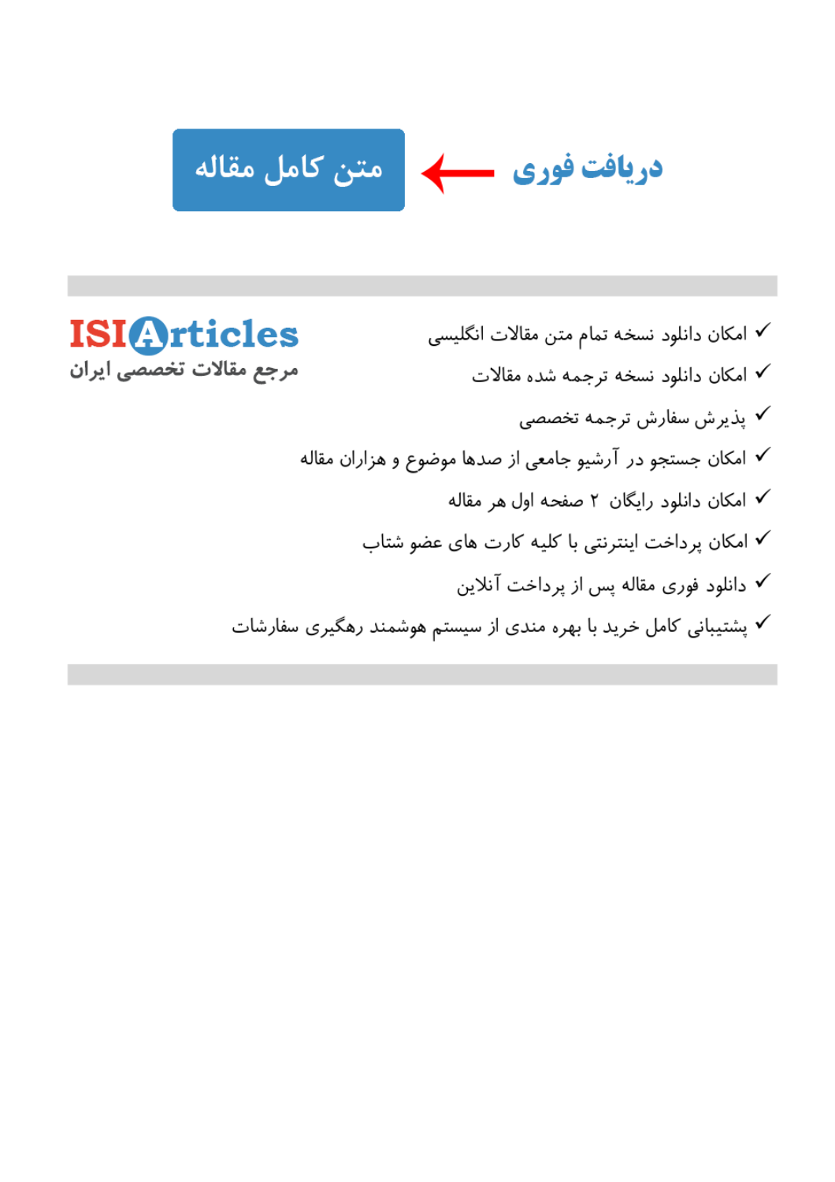متن کامل مقاله ← دریافت فوری

**ISIArticles**
مرجع مقالات تخصصی ایران

- ✓ امکان دانلود نسخه تمام متن مقالات انگلیسی
- ✓ امکان دانلود نسخه ترجمه شده مقالات
- ✓ پذیرش سفارش ترجمه تخصصی
- ✓ امکان جستجو در آرشیو جامعی از صدها موضوع و هزاران مقاله
- ✓ امکان دانلود رایگان ۲ صفحه اول هر مقاله
- ✓ امکان پرداخت اینترنتی با کلیه کارت های عضو شتاب
- ✓ دانلود فوری مقاله پس از پرداخت آنلاین
- ✓ پشتیبانی کامل خرید با بهره مندی از سیستم هوشمند رهگیری سفارشات